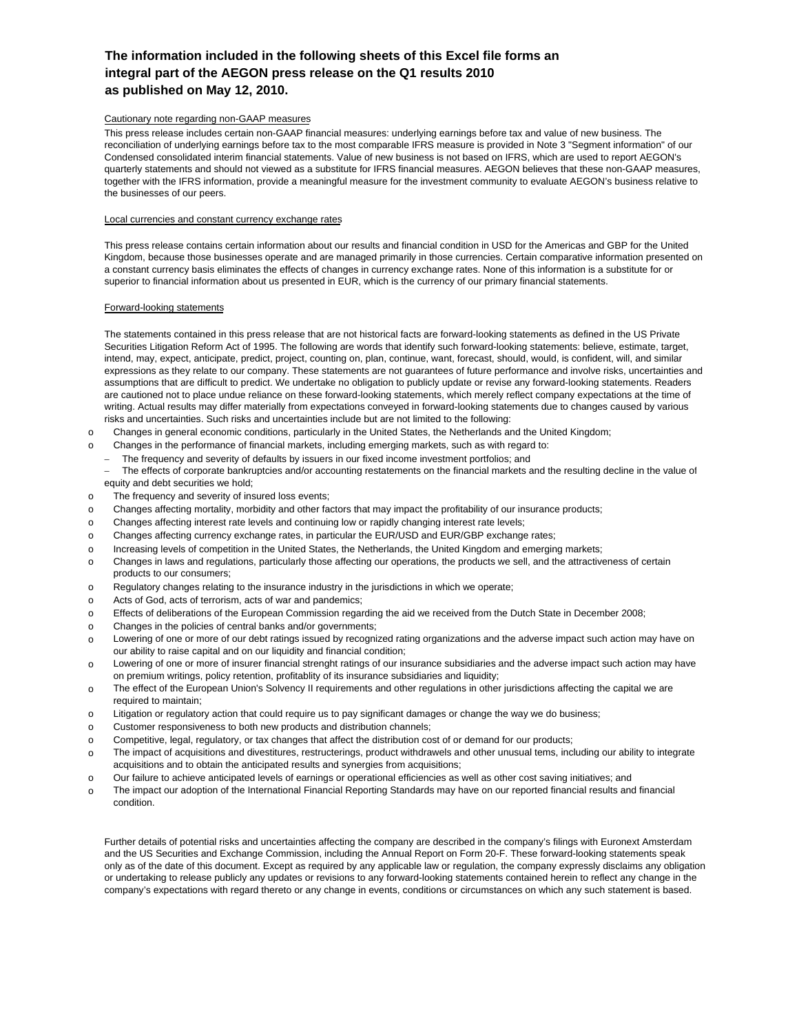**The information included in the following sheets of this Excel file forms an integral part of the AEGON press release on the Q1 results 2010 as published on May 12, 2010.**

Cautionary note regarding non-GAAP measures

This press release includes certain non-GAAP financial measures: underlying earnings before tax and value of new business. The reconciliation of underlying earnings before tax to the most comparable IFRS measure is provided in Note 3 "Segment information" of our Condensed consolidated interim financial statements. Value of new business is not based on IFRS, which are used to report AEGON's quarterly statements and should not viewed as a substitute for IFRS financial measures. AEGON believes that these non-GAAP measures, together with the IFRS information, provide a meaningful measure for the investment community to evaluate AEGON's business relative to the businesses of our peers.

Local currencies and constant currency exchange rates

This press release contains certain information about our results and financial condition in USD for the Americas and GBP for the United Kingdom, because those businesses operate and are managed primarily in those currencies. Certain comparative information presented on a constant currency basis eliminates the effects of changes in currency exchange rates. None of this information is a substitute for or superior to financial information about us presented in EUR, which is the currency of our primary financial statements.

Forward-looking statements

The statements contained in this press release that are not historical facts are forward-looking statements as defined in the US Private Securities Litigation Reform Act of 1995. The following are words that identify such forward-looking statements: believe, estimate, target, intend, may, expect, anticipate, predict, project, counting on, plan, continue, want, forecast, should, would, is confident, will, and similar expressions as they relate to our company. These statements are not guarantees of future performance and involve risks, uncertainties and assumptions that are difficult to predict. We undertake no obligation to publicly update or revise any forward-looking statements. Readers are cautioned not to place undue reliance on these forward-looking statements, which merely reflect company expectations at the time of writing. Actual results may differ materially from expectations conveyed in forward-looking statements due to changes caused by various risks and uncertainties. Such risks and uncertainties include but are not limited to the following:

- Changes in general economic conditions, particularly in the United States, the Netherlands and the United Kingdom;
- Changes in the performance of financial markets, including emerging markets, such as with regard to:
  - The frequency and severity of defaults by issuers in our fixed income investment portfolios; and
  - The effects of corporate bankruptcies and/or accounting restatements on the financial markets and the resulting decline in the value of equity and debt securities we hold;
- The frequency and severity of insured loss events;
- Changes affecting mortality, morbidity and other factors that may impact the profitability of our insurance products;
- Changes affecting interest rate levels and continuing low or rapidly changing interest rate levels;
- Changes affecting currency exchange rates, in particular the EUR/USD and EUR/GBP exchange rates;
- Increasing levels of competition in the United States, the Netherlands, the United Kingdom and emerging markets;
- Changes in laws and regulations, particularly those affecting our operations, the products we sell, and the attractiveness of certain products to our consumers;
- Regulatory changes relating to the insurance industry in the jurisdictions in which we operate;
- Acts of God, acts of terrorism, acts of war and pandemics;
- Effects of deliberations of the European Commission regarding the aid we received from the Dutch State in December 2008;
- Changes in the policies of central banks and/or governments;
- Lowering of one or more of our debt ratings issued by recognized rating organizations and the adverse impact such action may have on our ability to raise capital and on our liquidity and financial condition;
- Lowering of one or more of insurer financial strenght ratings of our insurance subsidiaries and the adverse impact such action may have on premium writings, policy retention, profitablity of its insurance subsidiaries and liquidity;
- The effect of the European Union's Solvency II requirements and other regulations in other jurisdictions affecting the capital we are required to maintain;
- Litigation or regulatory action that could require us to pay significant damages or change the way we do business;
- Customer responsiveness to both new products and distribution channels;
- Competitive, legal, regulatory, or tax changes that affect the distribution cost of or demand for our products;
- The impact of acquisitions and divestitures, restructerings, product withdrawels and other unusual tems, including our ability to integrate acquisitions and to obtain the anticipated results and synergies from acquisitions;
- Our failure to achieve anticipated levels of earnings or operational efficiencies as well as other cost saving initiatives; and
- The impact our adoption of the International Financial Reporting Standards may have on our reported financial results and financial condition.

Further details of potential risks and uncertainties affecting the company are described in the company's filings with Euronext Amsterdam and the US Securities and Exchange Commission, including the Annual Report on Form 20-F. These forward-looking statements speak only as of the date of this document. Except as required by any applicable law or regulation, the company expressly disclaims any obligation or undertaking to release publicly any updates or revisions to any forward-looking statements contained herein to reflect any change in the company's expectations with regard thereto or any change in events, conditions or circumstances on which any such statement is based.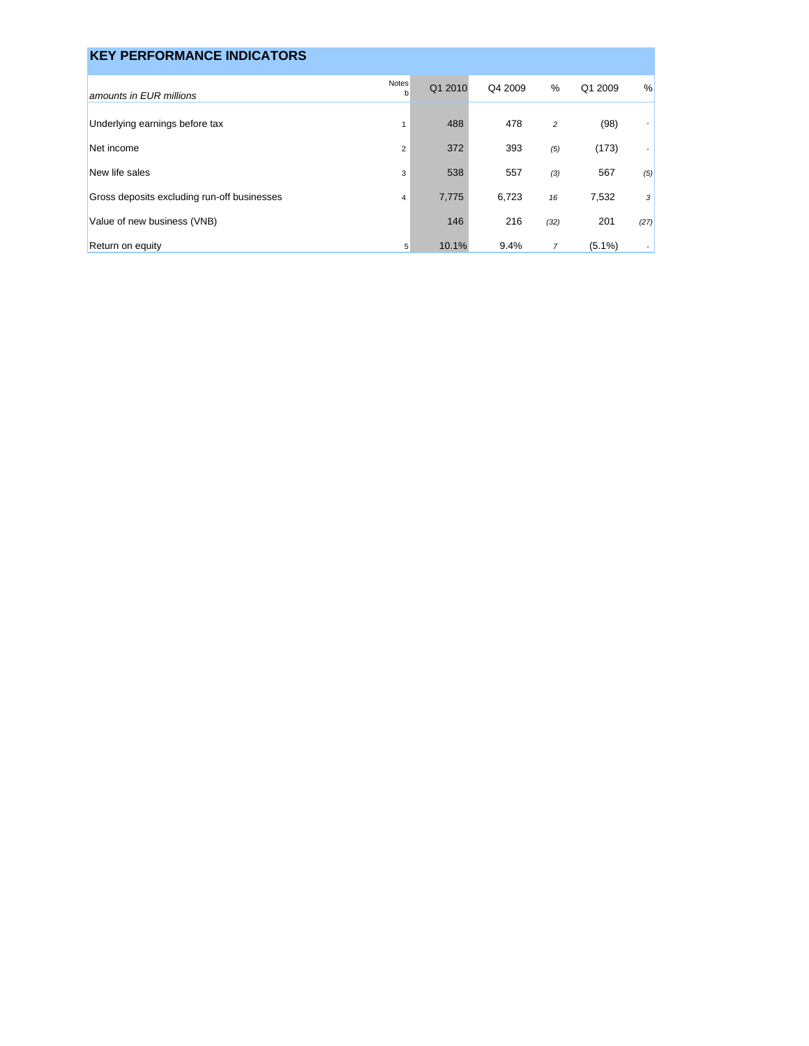## KEY PERFORMANCE INDICATORS

| *amounts in EUR millions* | Notes b | Q1 2010 | Q4 2009 | % | Q1 2009 | % |
|---|---|---|---|---|---|---|
| Underlying earnings before tax | 1 | 488 | 478 | 2 | (98) | - |
| Net income | 2 | 372 | 393 | (5) | (173) | - |
| New life sales | 3 | 538 | 557 | (3) | 567 | (5) |
| Gross deposits excluding run-off businesses | 4 | 7,775 | 6,723 | 16 | 7,532 | 3 |
| Value of new business (VNB) | | 146 | 216 | (32) | 201 | (27) |
| Return on equity | 5 | 10.1% | 9.4% | 7 | (5.1%) | - |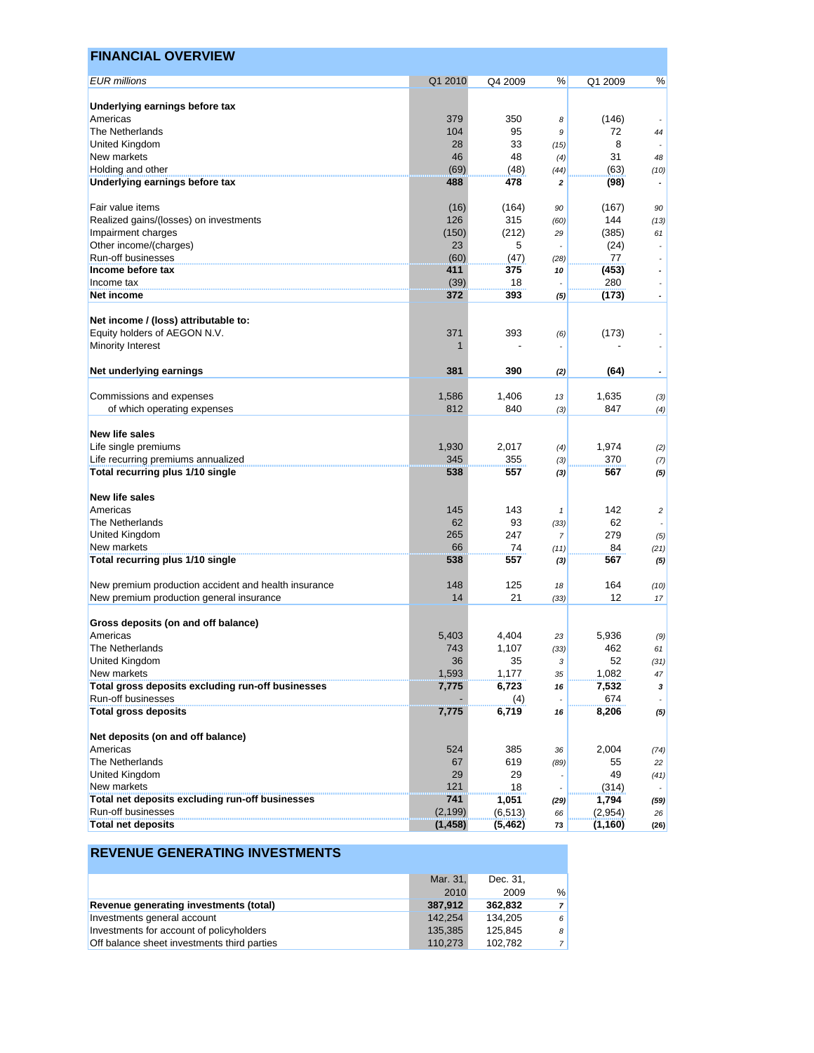## FINANCIAL OVERVIEW

| *EUR millions* | Q1 2010 | Q4 2009 | % | Q1 2009 | % |
|---|---|---|---|---|---|
| **Underlying earnings before tax** | | | | | |
| Americas | 379 | 350 | 8 | (146) | - |
| The Netherlands | 104 | 95 | 9 | 72 | 44 |
| United Kingdom | 28 | 33 | (15) | 8 | - |
| New markets | 46 | 48 | (4) | 31 | 48 |
| Holding and other | (69) | (48) | (44) | (63) | (10) |
| **Underlying earnings before tax** | **488** | **478** | **2** | **(98)** | **-** |
| | | | | | |
| Fair value items | (16) | (164) | 90 | (167) | 90 |
| Realized gains/(losses) on investments | 126 | 315 | (60) | 144 | (13) |
| Impairment charges | (150) | (212) | 29 | (385) | 61 |
| Other income/(charges) | 23 | 5 | - | (24) | - |
| Run-off businesses | (60) | (47) | (28) | 77 | - |
| **Income before tax** | **411** | **375** | **10** | **(453)** | **-** |
| Income tax | (39) | 18 | - | 280 | - |
| **Net income** | **372** | **393** | **(5)** | **(173)** | **-** |
| | | | | | |
| **Net income / (loss) attributable to:** | | | | | |
| Equity holders of AEGON N.V. | 371 | 393 | (6) | (173) | - |
| Minority Interest | 1 | - | - | - | - |
| | | | | | |
| **Net underlying earnings** | **381** | **390** | **(2)** | **(64)** | **-** |
| | | | | | |
| Commissions and expenses | 1,586 | 1,406 | 13 | 1,635 | (3) |
| of which operating expenses | 812 | 840 | (3) | 847 | (4) |
| | | | | | |
| **New life sales** | | | | | |
| Life single premiums | 1,930 | 2,017 | (4) | 1,974 | (2) |
| Life recurring premiums annualized | 345 | 355 | (3) | 370 | (7) |
| **Total recurring plus 1/10 single** | **538** | **557** | **(3)** | **567** | **(5)** |
| | | | | | |
| **New life sales** | | | | | |
| Americas | 145 | 143 | 1 | 142 | 2 |
| The Netherlands | 62 | 93 | (33) | 62 | - |
| United Kingdom | 265 | 247 | 7 | 279 | (5) |
| New markets | 66 | 74 | (11) | 84 | (21) |
| **Total recurring plus 1/10 single** | **538** | **557** | **(3)** | **567** | **(5)** |
| | | | | | |
| New premium production accident and health insurance | 148 | 125 | 18 | 164 | (10) |
| New premium production general insurance | 14 | 21 | (33) | 12 | 17 |
| | | | | | |
| **Gross deposits (on and off balance)** | | | | | |
| Americas | 5,403 | 4,404 | 23 | 5,936 | (9) |
| The Netherlands | 743 | 1,107 | (33) | 462 | 61 |
| United Kingdom | 36 | 35 | 3 | 52 | (31) |
| New markets | 1,593 | 1,177 | 35 | 1,082 | 47 |
| **Total gross deposits excluding run-off businesses** | **7,775** | **6,723** | **16** | **7,532** | **3** |
| Run-off businesses | - | (4) | - | 674 | - |
| **Total gross deposits** | **7,775** | **6,719** | **16** | **8,206** | **(5)** |
| | | | | | |
| **Net deposits (on and off balance)** | | | | | |
| Americas | 524 | 385 | 36 | 2,004 | (74) |
| The Netherlands | 67 | 619 | (89) | 55 | 22 |
| United Kingdom | 29 | 29 | - | 49 | (41) |
| New markets | 121 | 18 | - | (314) | - |
| **Total net deposits excluding run-off businesses** | **741** | **1,051** | **(29)** | **1,794** | **(59)** |
| Run-off businesses | (2,199) | (6,513) | 66 | (2,954) | 26 |
| **Total net deposits** | **(1,458)** | **(5,462)** | **73** | **(1,160)** | **(26)** |

## REVENUE GENERATING INVESTMENTS

| | Mar. 31, 2010 | Dec. 31, 2009 | % |
|---|---|---|---|
| **Revenue generating investments (total)** | **387,912** | **362,832** | **7** |
| Investments general account | 142,254 | 134,205 | 6 |
| Investments for account of policyholders | 135,385 | 125,845 | 8 |
| Off balance sheet investments third parties | 110,273 | 102,782 | 7 |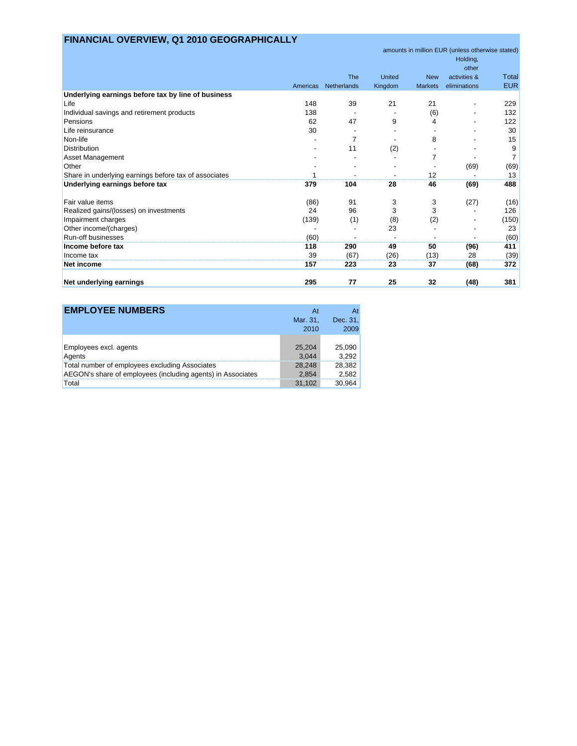## FINANCIAL OVERVIEW, Q1 2010 GEOGRAPHICALLY

amounts in million EUR (unless otherwise stated)

| | Americas | The Netherlands | United Kingdom | New Markets | Holding, other activities & eliminations | Total EUR |
|---|---|---|---|---|---|---|
| **Underlying earnings before tax by line of business** | | | | | | |
| Life | 148 | 39 | 21 | 21 | - | 229 |
| Individual savings and retirement products | 138 | - | - | (6) | - | 132 |
| Pensions | 62 | 47 | 9 | 4 | - | 122 |
| Life reinsurance | 30 | - | - | - | - | 30 |
| Non-life | - | 7 | - | 8 | - | 15 |
| Distribution | - | 11 | (2) | - | - | 9 |
| Asset Management | - | - | - | 7 | - | 7 |
| Other | - | - | - | - | (69) | (69) |
| Share in underlying earnings before tax of associates | 1 | - | - | 12 | - | 13 |
| **Underlying earnings before tax** | **379** | **104** | **28** | **46** | **(69)** | **488** |
| | | | | | | |
| Fair value items | (86) | 91 | 3 | 3 | (27) | (16) |
| Realized gains/(losses) on investments | 24 | 96 | 3 | 3 | - | 126 |
| Impairment charges | (139) | (1) | (8) | (2) | - | (150) |
| Other income/(charges) | - | - | 23 | - | - | 23 |
| Run-off businesses | (60) | - | - | - | - | (60) |
| **Income before tax** | **118** | **290** | **49** | **50** | **(96)** | **411** |
| Income tax | 39 | (67) | (26) | (13) | 28 | (39) |
| **Net income** | **157** | **223** | **23** | **37** | **(68)** | **372** |
| | | | | | | |
| **Net underlying earnings** | **295** | **77** | **25** | **32** | **(48)** | **381** |

## EMPLOYEE NUMBERS

| | At Mar. 31, 2010 | At Dec. 31, 2009 |
|---|---|---|
| Employees excl. agents | 25,204 | 25,090 |
| Agents | 3,044 | 3,292 |
| Total number of employees excluding Associates | 28,248 | 28,382 |
| AEGON's share of employees (including agents) in Associates | 2,854 | 2,582 |
| Total | 31,102 | 30,964 |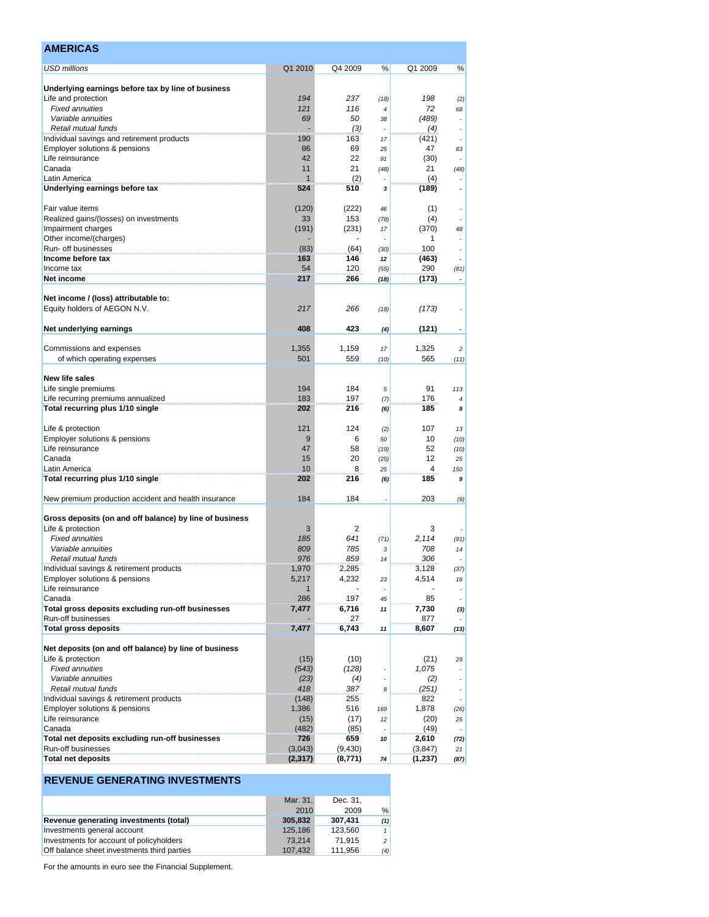## AMERICAS

| USD millions | Q1 2010 | Q4 2009 | % | Q1 2009 | % |
|---|---|---|---|---|---|
| **Underlying earnings before tax by line of business** | | | | | |
| Life and protection | *194* | *237* | *(18)* | *198* | *(2)* |
| *Fixed annuities* | *121* | *116* | *4* | *72* | *68* |
| *Variable annuities* | *69* | *50* | *38* | *(489)* | *-* |
| *Retail mutual funds* | *-* | *(3)* | *-* | *(4)* | *-* |
| Individual savings and retirement products | 190 | 163 | *17* | (421) | *-* |
| Employer solutions & pensions | 86 | 69 | *25* | 47 | *83* |
| Life reinsurance | 42 | 22 | *91* | (30) | *-* |
| Canada | 11 | 21 | *(48)* | 21 | *(48)* |
| Latin America | 1 | (2) | *-* | (4) | *-* |
| **Underlying earnings before tax** | **524** | **510** | ***3*** | **(189)** | ***-*** |
| | | | | | |
| Fair value items | (120) | (222) | *46* | (1) | *-* |
| Realized gains/(losses) on investments | 33 | 153 | *(78)* | (4) | *-* |
| Impairment charges | (191) | (231) | *17* | (370) | *48* |
| Other income/(charges) | - | - | *-* | 1 | *-* |
| Run- off businesses | (83) | (64) | *(30)* | 100 | *-* |
| **Income before tax** | **163** | **146** | ***12*** | **(463)** | ***-*** |
| Income tax | 54 | 120 | *(55)* | 290 | *(81)* |
| **Net income** | **217** | **266** | ***(18)*** | **(173)** | ***-*** |
| | | | | | |
| **Net income / (loss) attributable to:** | | | | | |
| Equity holders of AEGON N.V. | *217* | *266* | *(18)* | *(173)* | *-* |
| | | | | | |
| **Net underlying earnings** | **408** | **423** | ***(4)*** | **(121)** | ***-*** |
| | | | | | |
| Commissions and expenses | 1,355 | 1,159 | *17* | 1,325 | *2* |
| of which operating expenses | 501 | 559 | *(10)* | 565 | *(11)* |
| | | | | | |
| **New life sales** | | | | | |
| Life single premiums | 194 | 184 | *5* | 91 | *113* |
| Life recurring premiums annualized | 183 | 197 | *(7)* | 176 | *4* |
| **Total recurring plus 1/10 single** | **202** | **216** | ***(6)*** | **185** | ***9*** |
| | | | | | |
| Life & protection | 121 | 124 | *(2)* | 107 | *13* |
| Employer solutions & pensions | 9 | 6 | *50* | 10 | *(10)* |
| Life reinsurance | 47 | 58 | *(19)* | 52 | *(10)* |
| Canada | 15 | 20 | *(25)* | 12 | *25* |
| Latin America | 10 | 8 | *25* | 4 | *150* |
| **Total recurring plus 1/10 single** | **202** | **216** | ***(6)*** | **185** | ***9*** |
| | | | | | |
| New premium production accident and health insurance | 184 | 184 | *-* | 203 | *(9)* |
| | | | | | |
| **Gross deposits (on and off balance) by line of business** | | | | | |
| Life & protection | 3 | 2 | | 3 | *-* |
| *Fixed annuities* | *185* | *641* | *(71)* | *2,114* | *(91)* |
| *Variable annuities* | *809* | *785* | *3* | *708* | *14* |
| *Retail mutual funds* | *976* | *859* | *14* | *306* | *-* |
| Individual savings & retirement products | 1,970 | 2,285 | | 3,128 | *(37)* |
| Employer solutions & pensions | 5,217 | 4,232 | *23* | 4,514 | *16* |
| Life reinsurance | 1 | - | *-* | - | *-* |
| Canada | 286 | 197 | *45* | 85 | *-* |
| **Total gross deposits excluding run-off businesses** | **7,477** | **6,716** | ***11*** | **7,730** | ***(3)*** |
| Run-off businesses | - | 27 | | 877 | *-* |
| **Total gross deposits** | **7,477** | **6,743** | ***11*** | **8,607** | ***(13)*** |
| | | | | | |
| **Net deposits (on and off balance) by line of business** | | | | | |
| Life & protection | (15) | (10) | | (21) | *29* |
| *Fixed annuities* | *(543)* | *(128)* | *-* | *1,075* | *-* |
| *Variable annuities* | *(23)* | *(4)* | *-* | *(2)* | *-* |
| *Retail mutual funds* | *418* | *387* | *8* | *(251)* | *-* |
| Individual savings & retirement products | (148) | 255 | | 822 | *-* |
| Employer solutions & pensions | 1,386 | 516 | *169* | 1,878 | *(26)* |
| Life reinsurance | (15) | (17) | *12* | (20) | *25* |
| Canada | (482) | (85) | *-* | (49) | *-* |
| **Total net deposits excluding run-off businesses** | **726** | **659** | ***10*** | **2,610** | ***(72)*** |
| Run-off businesses | (3,043) | (9,430) | | (3,847) | *21* |
| **Total net deposits** | **(2,317)** | **(8,771)** | ***74*** | **(1,237)** | ***(87)*** |

## REVENUE GENERATING INVESTMENTS

| | Mar. 31, 2010 | Dec. 31, 2009 | % |
|---|---|---|---|
| **Revenue generating investments (total)** | **305,832** | **307,431** | ***(1)*** |
| Investments general account | 125,186 | 123,560 | *1* |
| Investments for account of policyholders | 73,214 | 71,915 | *2* |
| Off balance sheet investments third parties | 107,432 | 111,956 | *(4)* |

For the amounts in euro see the Financial Supplement.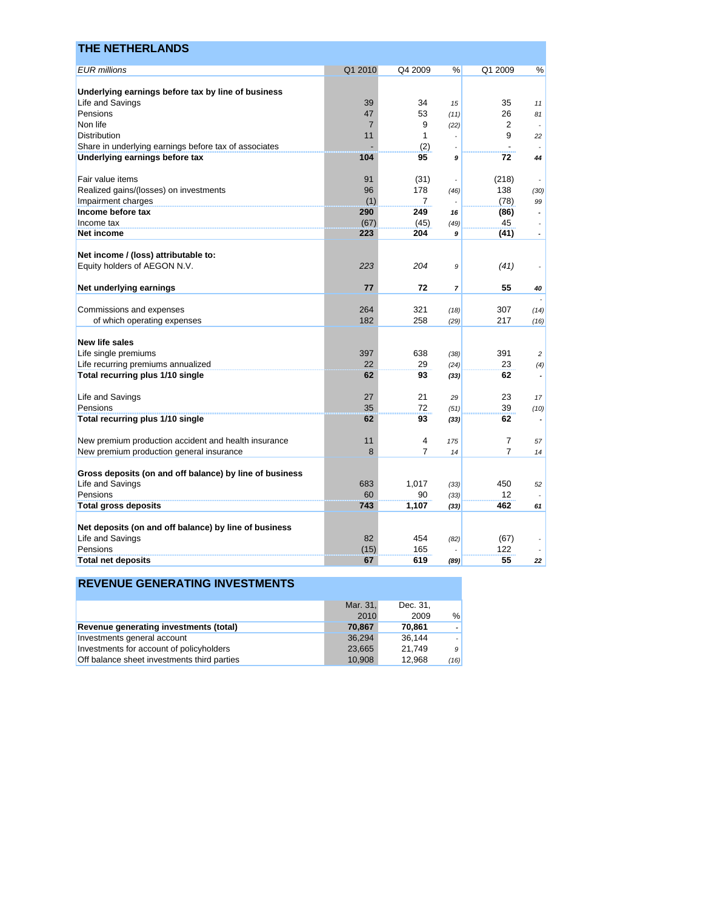## THE NETHERLANDS

| *EUR millions* | Q1 2010 | Q4 2009 | % | Q1 2009 | % |
|---|---|---|---|---|---|
| **Underlying earnings before tax by line of business** | | | | | |
| Life and Savings | 39 | 34 | 15 | 35 | 11 |
| Pensions | 47 | 53 | (11) | 26 | 81 |
| Non life | 7 | 9 | (22) | 2 | - |
| Distribution | 11 | 1 | - | 9 | 22 |
| Share in underlying earnings before tax of associates | - | (2) | - | - | - |
| **Underlying earnings before tax** | **104** | **95** | **9** | **72** | **44** |
| Fair value items | 91 | (31) | - | (218) | - |
| Realized gains/(losses) on investments | 96 | 178 | (46) | 138 | (30) |
| Impairment charges | (1) | 7 | - | (78) | 99 |
| **Income before tax** | **290** | **249** | **16** | **(86)** | **-** |
| Income tax | (67) | (45) | (49) | 45 | - |
| **Net income** | **223** | **204** | **9** | **(41)** | **-** |
| **Net income / (loss) attributable to:** | | | | | |
| Equity holders of AEGON N.V. | *223* | *204* | 9 | *(41)* | - |
| **Net underlying earnings** | **77** | **72** | **7** | **55** | **40** |
| Commissions and expenses | 264 | 321 | (18) | 307 | (14) |
| of which operating expenses | 182 | 258 | (29) | 217 | (16) |
| **New life sales** | | | | | |
| Life single premiums | 397 | 638 | (38) | 391 | 2 |
| Life recurring premiums annualized | 22 | 29 | (24) | 23 | (4) |
| **Total recurring plus 1/10 single** | **62** | **93** | **(33)** | **62** | **-** |
| Life and Savings | 27 | 21 | 29 | 23 | 17 |
| Pensions | 35 | 72 | (51) | 39 | (10) |
| **Total recurring plus 1/10 single** | **62** | **93** | **(33)** | **62** | **-** |
| New premium production accident and health insurance | 11 | 4 | 175 | 7 | 57 |
| New premium production general insurance | 8 | 7 | 14 | 7 | 14 |
| **Gross deposits (on and off balance) by line of business** | | | | | |
| Life and Savings | 683 | 1,017 | (33) | 450 | 52 |
| Pensions | 60 | 90 | (33) | 12 | - |
| **Total gross deposits** | **743** | **1,107** | **(33)** | **462** | **61** |
| **Net deposits (on and off balance) by line of business** | | | | | |
| Life and Savings | 82 | 454 | (82) | (67) | - |
| Pensions | (15) | 165 | - | 122 | - |
| **Total net deposits** | **67** | **619** | **(89)** | **55** | **22** |

## REVENUE GENERATING INVESTMENTS

| | Mar. 31, 2010 | Dec. 31, 2009 | % |
|---|---|---|---|
| **Revenue generating investments (total)** | **70,867** | **70,861** | **-** |
| Investments general account | 36,294 | 36,144 | - |
| Investments for account of policyholders | 23,665 | 21,749 | 9 |
| Off balance sheet investments third parties | 10,908 | 12,968 | (16) |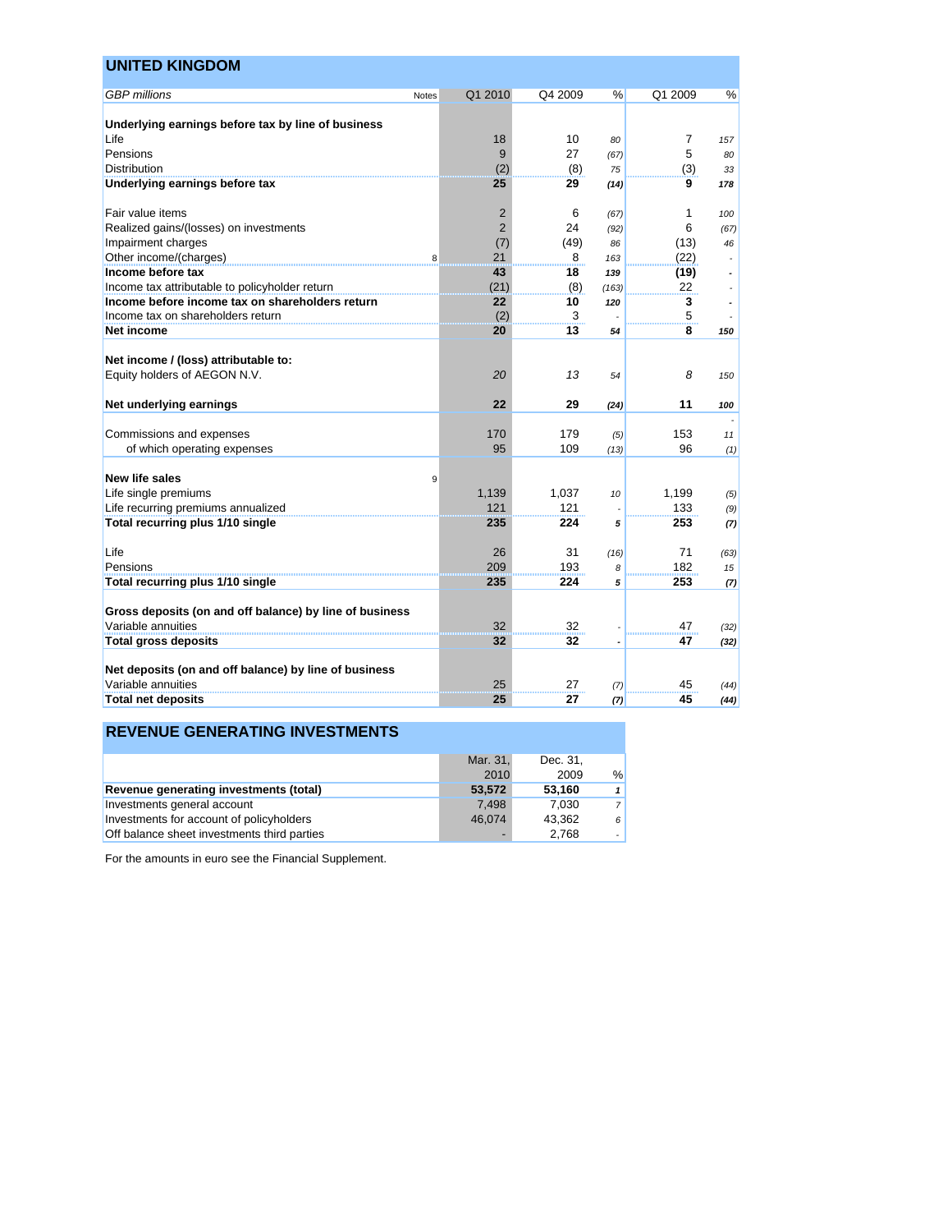## UNITED KINGDOM

| *GBP millions* | Notes | Q1 2010 | Q4 2009 | % | Q1 2009 | % |
|---|---|---|---|---|---|---|
| **Underlying earnings before tax by line of business** | | | | | | |
| Life | | 18 | 10 | *80* | 7 | *157* |
| Pensions | | 9 | 27 | *(67)* | 5 | *80* |
| Distribution | | (2) | (8) | *75* | (3) | *33* |
| **Underlying earnings before tax** | | **25** | **29** | ***(14)*** | **9** | ***178*** |
| | | | | | | |
| Fair value items | | 2 | 6 | *(67)* | 1 | *100* |
| Realized gains/(losses) on investments | | 2 | 24 | *(92)* | 6 | *(67)* |
| Impairment charges | | (7) | (49) | *86* | (13) | *46* |
| Other income/(charges) | 8 | 21 | 8 | *163* | (22) | *-* |
| **Income before tax** | | **43** | **18** | ***139*** | **(19)** | ***-*** |
| Income tax attributable to policyholder return | | (21) | (8) | *(163)* | 22 | *-* |
| **Income before income tax on shareholders return** | | **22** | **10** | ***120*** | **3** | ***-*** |
| Income tax on shareholders return | | (2) | 3 | *-* | 5 | *-* |
| **Net income** | | **20** | **13** | ***54*** | **8** | ***150*** |
| | | | | | | |
| **Net income / (loss) attributable to:** | | | | | | |
| Equity holders of AEGON N.V. | | *20* | *13* | *54* | *8* | *150* |
| | | | | | | |
| **Net underlying earnings** | | **22** | **29** | ***(24)*** | **11** | ***100*** |
| | | | | | | *-* |
| Commissions and expenses | | 170 | 179 | *(5)* | 153 | *11* |
| of which operating expenses | | 95 | 109 | *(13)* | 96 | *(1)* |
| | | | | | | |
| **New life sales** | 9 | | | | | |
| Life single premiums | | 1,139 | 1,037 | *10* | 1,199 | *(5)* |
| Life recurring premiums annualized | | 121 | 121 | *-* | 133 | *(9)* |
| **Total recurring plus 1/10 single** | | **235** | **224** | ***5*** | **253** | ***(7)*** |
| | | | | | | |
| Life | | 26 | 31 | *(16)* | 71 | *(63)* |
| Pensions | | 209 | 193 | *8* | 182 | *15* |
| **Total recurring plus 1/10 single** | | **235** | **224** | ***5*** | **253** | ***(7)*** |
| | | | | | | |
| **Gross deposits (on and off balance) by line of business** | | | | | | |
| Variable annuities | | 32 | 32 | *-* | 47 | *(32)* |
| **Total gross deposits** | | **32** | **32** | ***-*** | **47** | ***(32)*** |
| | | | | | | |
| **Net deposits (on and off balance) by line of business** | | | | | | |
| Variable annuities | | 25 | 27 | *(7)* | 45 | *(44)* |
| **Total net deposits** | | **25** | **27** | ***(7)*** | **45** | ***(44)*** |

## REVENUE GENERATING INVESTMENTS

| | Mar. 31, 2010 | Dec. 31, 2009 | % |
|---|---|---|---|
| **Revenue generating investments (total)** | **53,572** | **53,160** | ***1*** |
| Investments general account | 7,498 | 7,030 | *7* |
| Investments for account of policyholders | 46,074 | 43,362 | *6* |
| Off balance sheet investments third parties | - | 2,768 | *-* |

For the amounts in euro see the Financial Supplement.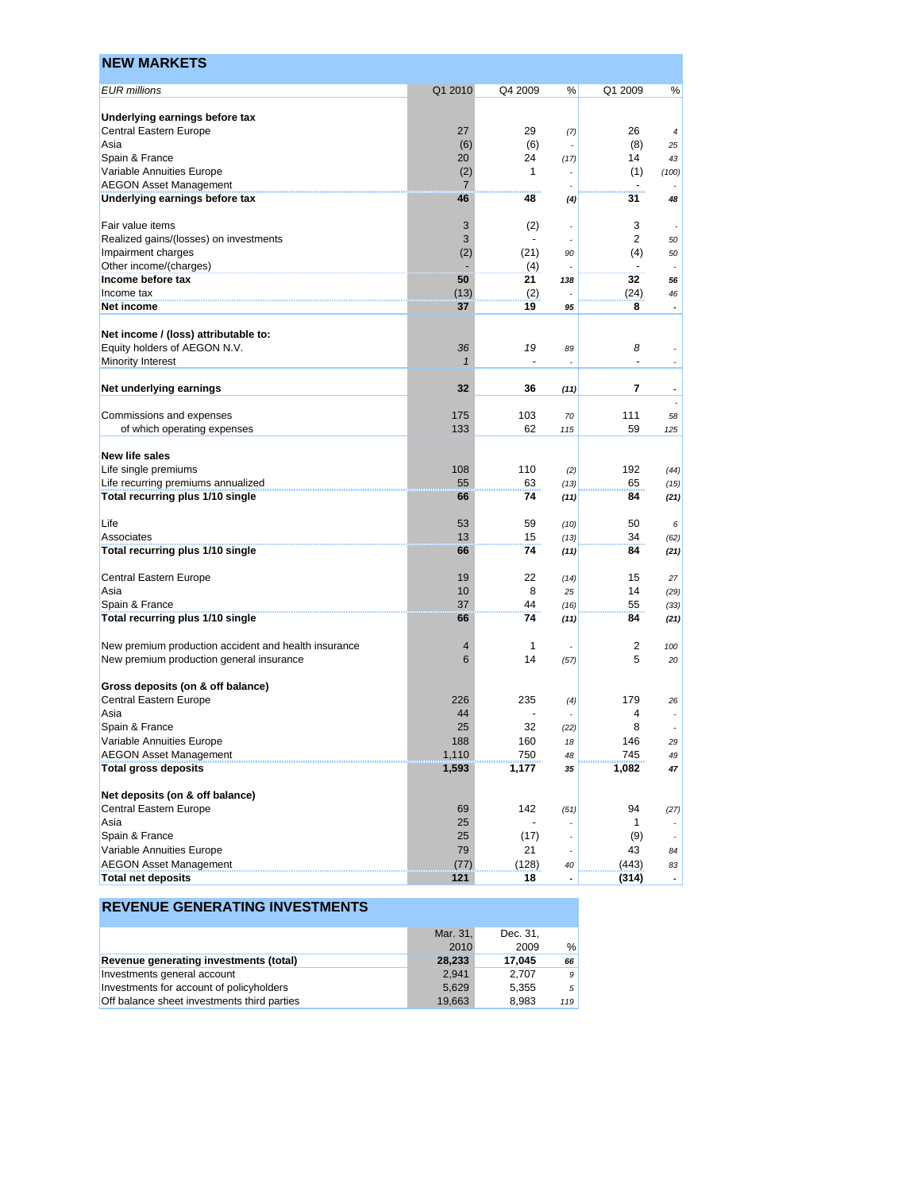## NEW MARKETS

| *EUR millions* | Q1 2010 | Q4 2009 | % | Q1 2009 | % |
|---|---|---|---|---|---|
| **Underlying earnings before tax** | | | | | |
| Central Eastern Europe | 27 | 29 | (7) | 26 | 4 |
| Asia | (6) | (6) | - | (8) | 25 |
| Spain & France | 20 | 24 | (17) | 14 | 43 |
| Variable Annuities Europe | (2) | 1 | - | (1) | (100) |
| AEGON Asset Management | 7 | - | - | - | - |
| **Underlying earnings before tax** | **46** | **48** | **(4)** | **31** | **48** |
| Fair value items | 3 | (2) | - | 3 | - |
| Realized gains/(losses) on investments | 3 | - | - | 2 | 50 |
| Impairment charges | (2) | (21) | 90 | (4) | 50 |
| Other income/(charges) | - | (4) | - | - | - |
| **Income before tax** | **50** | **21** | **138** | **32** | **56** |
| Income tax | (13) | (2) | - | (24) | 46 |
| **Net income** | **37** | **19** | **95** | **8** | **-** |
| **Net income / (loss) attributable to:** | | | | | |
| Equity holders of AEGON N.V. | *36* | *19* | 89 | *8* | - |
| Minority Interest | *1* | - | - | - | - |
| **Net underlying earnings** | **32** | **36** | **(11)** | **7** | **-** |
| Commissions and expenses | 175 | 103 | 70 | 111 | 58 |
| of which operating expenses | 133 | 62 | 115 | 59 | 125 |
| **New life sales** | | | | | |
| Life single premiums | 108 | 110 | (2) | 192 | (44) |
| Life recurring premiums annualized | 55 | 63 | (13) | 65 | (15) |
| **Total recurring plus 1/10 single** | **66** | **74** | **(11)** | **84** | **(21)** |
| Life | 53 | 59 | (10) | 50 | 6 |
| Associates | 13 | 15 | (13) | 34 | (62) |
| **Total recurring plus 1/10 single** | **66** | **74** | **(11)** | **84** | **(21)** |
| Central Eastern Europe | 19 | 22 | (14) | 15 | 27 |
| Asia | 10 | 8 | 25 | 14 | (29) |
| Spain & France | 37 | 44 | (16) | 55 | (33) |
| **Total recurring plus 1/10 single** | **66** | **74** | **(11)** | **84** | **(21)** |
| New premium production accident and health insurance | 4 | 1 | - | 2 | 100 |
| New premium production general insurance | 6 | 14 | (57) | 5 | 20 |
| **Gross deposits (on & off balance)** | | | | | |
| Central Eastern Europe | 226 | 235 | (4) | 179 | 26 |
| Asia | 44 | - | - | 4 | - |
| Spain & France | 25 | 32 | (22) | 8 | - |
| Variable Annuities Europe | 188 | 160 | 18 | 146 | 29 |
| AEGON Asset Management | 1,110 | 750 | 48 | 745 | 49 |
| **Total gross deposits** | **1,593** | **1,177** | **35** | **1,082** | **47** |
| **Net deposits (on & off balance)** | | | | | |
| Central Eastern Europe | 69 | 142 | (51) | 94 | (27) |
| Asia | 25 | - | - | 1 | - |
| Spain & France | 25 | (17) | - | (9) | - |
| Variable Annuities Europe | 79 | 21 | - | 43 | 84 |
| AEGON Asset Management | (77) | (128) | 40 | (443) | 83 |
| **Total net deposits** | **121** | **18** | **-** | **(314)** | **-** |

## REVENUE GENERATING INVESTMENTS

| | Mar. 31, 2010 | Dec. 31, 2009 | % |
|---|---|---|---|
| **Revenue generating investments (total)** | **28,233** | **17,045** | **66** |
| Investments general account | 2,941 | 2,707 | 9 |
| Investments for account of policyholders | 5,629 | 5,355 | 5 |
| Off balance sheet investments third parties | 19,663 | 8,983 | 119 |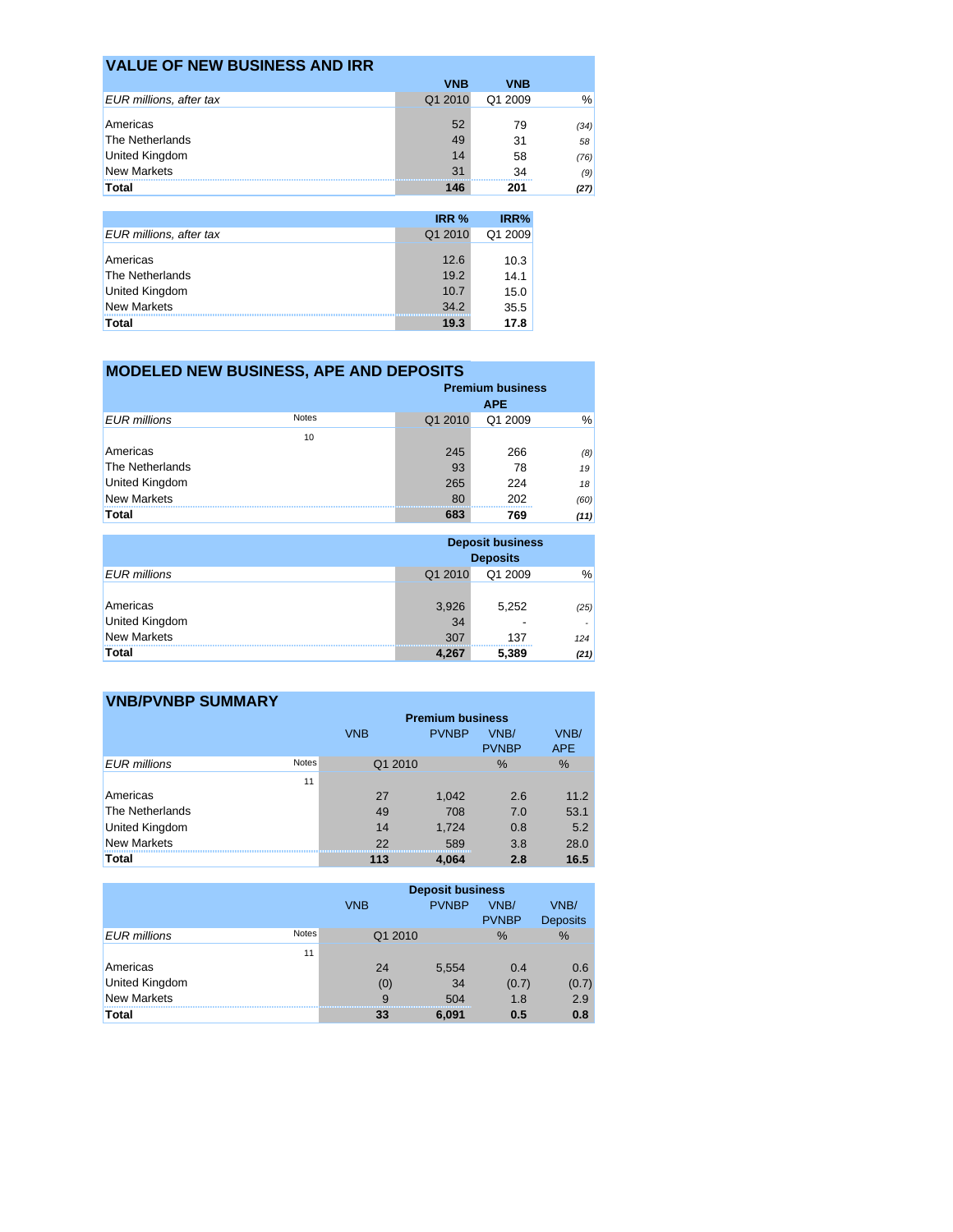## VALUE OF NEW BUSINESS AND IRR

| | VNB | VNB | |
|---|---|---|---|
| *EUR millions, after tax* | Q1 2010 | Q1 2009 | % |
| Americas | 52 | 79 | *(34)* |
| The Netherlands | 49 | 31 | *58* |
| United Kingdom | 14 | 58 | *(76)* |
| New Markets | 31 | 34 | *(9)* |
| **Total** | **146** | **201** | ***(27)*** |

| | IRR % | IRR% |
|---|---|---|
| *EUR millions, after tax* | Q1 2010 | Q1 2009 |
| Americas | 12.6 | 10.3 |
| The Netherlands | 19.2 | 14.1 |
| United Kingdom | 10.7 | 15.0 |
| New Markets | 34.2 | 35.5 |
| **Total** | **19.3** | **17.8** |

## MODELED NEW BUSINESS, APE AND DEPOSITS

| | | Premium business | | |
|---|---|---|---|---|
| | | APE | | |
| *EUR millions* | Notes | Q1 2010 | Q1 2009 | % |
| | 10 | | | |
| Americas | | 245 | 266 | *(8)* |
| The Netherlands | | 93 | 78 | *19* |
| United Kingdom | | 265 | 224 | *18* |
| New Markets | | 80 | 202 | *(60)* |
| **Total** | | **683** | **769** | ***(11)*** |

| | Deposit business | | |
|---|---|---|---|
| | Deposits | | |
| *EUR millions* | Q1 2010 | Q1 2009 | % |
| Americas | 3,926 | 5,252 | *(25)* |
| United Kingdom | 34 | - | *-* |
| New Markets | 307 | 137 | *124* |
| **Total** | **4,267** | **5,389** | ***(21)*** |

## VNB/PVNBP SUMMARY

| | | Premium business | | | |
|---|---|---|---|---|---|
| | | VNB | PVNBP | VNB/ PVNBP | VNB/ APE |
| *EUR millions* | Notes | Q1 2010 | | % | % |
| | 11 | | | | |
| Americas | | 27 | 1,042 | 2.6 | 11.2 |
| The Netherlands | | 49 | 708 | 7.0 | 53.1 |
| United Kingdom | | 14 | 1,724 | 0.8 | 5.2 |
| New Markets | | 22 | 589 | 3.8 | 28.0 |
| **Total** | | **113** | **4,064** | **2.8** | **16.5** |

| | | Deposit business | | | |
|---|---|---|---|---|---|
| | | VNB | PVNBP | VNB/ PVNBP | VNB/ Deposits |
| *EUR millions* | Notes | Q1 2010 | | % | % |
| | 11 | | | | |
| Americas | | 24 | 5,554 | 0.4 | 0.6 |
| United Kingdom | | (0) | 34 | (0.7) | (0.7) |
| New Markets | | 9 | 504 | 1.8 | 2.9 |
| **Total** | | **33** | **6,091** | **0.5** | **0.8** |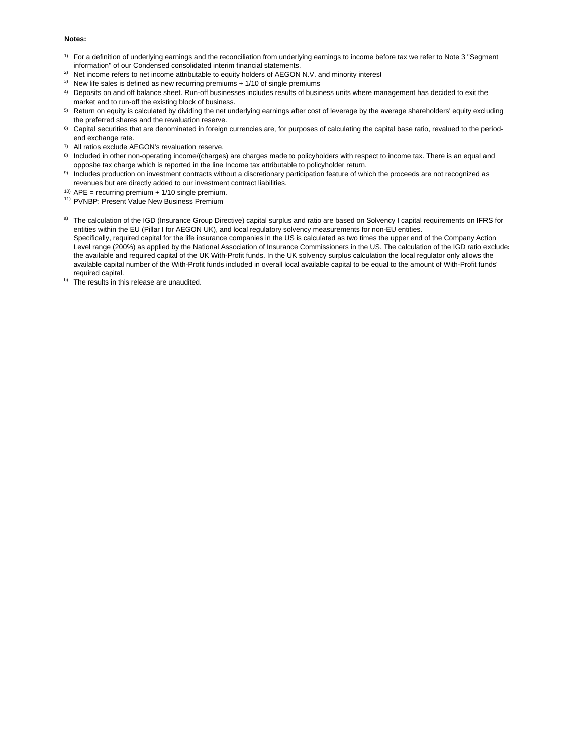**Notes:**

1) For a definition of underlying earnings and the reconciliation from underlying earnings to income before tax we refer to Note 3 "Segment information" of our Condensed consolidated interim financial statements.

2) Net income refers to net income attributable to equity holders of AEGON N.V. and minority interest

3) New life sales is defined as new recurring premiums + 1/10 of single premiums

4) Deposits on and off balance sheet. Run-off businesses includes results of business units where management has decided to exit the market and to run-off the existing block of business.

5) Return on equity is calculated by dividing the net underlying earnings after cost of leverage by the average shareholders' equity excluding the preferred shares and the revaluation reserve.

6) Capital securities that are denominated in foreign currencies are, for purposes of calculating the capital base ratio, revalued to the period-end exchange rate.

7) All ratios exclude AEGON's revaluation reserve.

8) Included in other non-operating income/(charges) are charges made to policyholders with respect to income tax. There is an equal and opposite tax charge which is reported in the line Income tax attributable to policyholder return.

9) Includes production on investment contracts without a discretionary participation feature of which the proceeds are not recognized as revenues but are directly added to our investment contract liabilities.

10) APE = recurring premium + 1/10 single premium.

11) PVNBP: Present Value New Business Premium.

a) The calculation of the IGD (Insurance Group Directive) capital surplus and ratio are based on Solvency I capital requirements on IFRS for entities within the EU (Pillar I for AEGON UK), and local regulatory solvency measurements for non-EU entities.
Specifically, required capital for the life insurance companies in the US is calculated as two times the upper end of the Company Action Level range (200%) as applied by the National Association of Insurance Commissioners in the US. The calculation of the IGD ratio excludes the available and required capital of the UK With-Profit funds. In the UK solvency surplus calculation the local regulator only allows the available capital number of the With-Profit funds included in overall local available capital to be equal to the amount of With-Profit funds' required capital.

b) The results in this release are unaudited.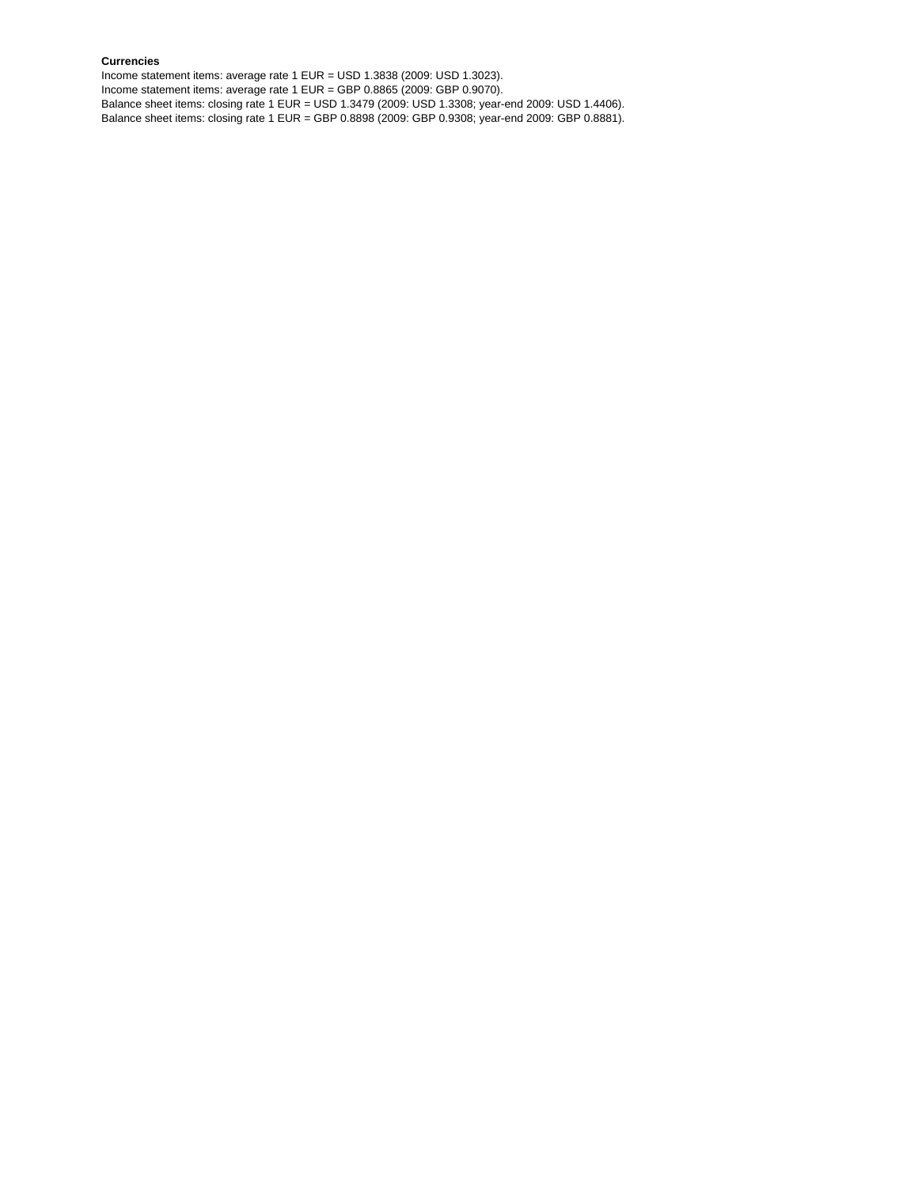**Currencies**

Income statement items: average rate 1 EUR = USD 1.3838 (2009: USD 1.3023).
Income statement items: average rate 1 EUR = GBP 0.8865 (2009: GBP 0.9070).
Balance sheet items: closing rate 1 EUR = USD 1.3479 (2009: USD 1.3308; year-end 2009: USD 1.4406).
Balance sheet items: closing rate 1 EUR = GBP 0.8898 (2009: GBP 0.9308; year-end 2009: GBP 0.8881).